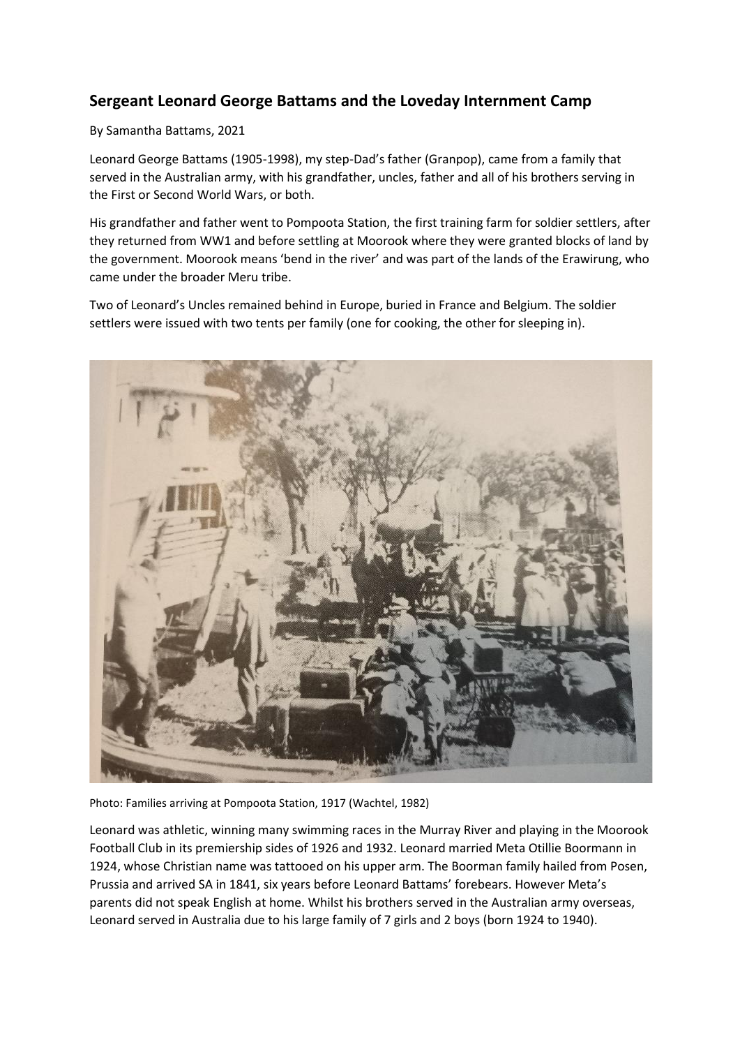## Sergeant Leonard George Battams and the Loveday Internment Camp

By Samantha Battams, 2021

Leonard George Battams (1905-1998), my step-Dad's father (Granpop), came from a family that served in the Australian army, with his grandfather, uncles, father and all of his brothers serving in the First or Second World Wars, or both.

His grandfather and father went to Pompoota Station, the first training farm for soldier settlers, after they returned from WW1 and before settling at Moorook where they were granted blocks of land by the government. Moorook means 'bend in the river' and was part of the lands of the Erawirung, who came under the broader Meru tribe.

Two of Leonard's Uncles remained behind in Europe, buried in France and Belgium. The soldier settlers were issued with two tents per family (one for cooking, the other for sleeping in).

Photo: Families arriving at Pompoota Station, 1917 (Wachtel, 1982)

Leonard was athletic, winning many swimming races in the Murray River and playing in the Moorook Football Club in its premiership sides of 1926 and 1932. Leonard married Meta Otillie Boormann in 1924, whose Christian name was tattooed on his upper arm. The Boorman family hailed from Posen, Prussia and arrived SA in 1841, six years before Leonard Battams' forebears. However Meta's parents did not speak English at home. Whilst his brothers served in the Australian army overseas, Leonard served in Australia due to his large family of 7 girls and 2 boys (born 1924 to 1940).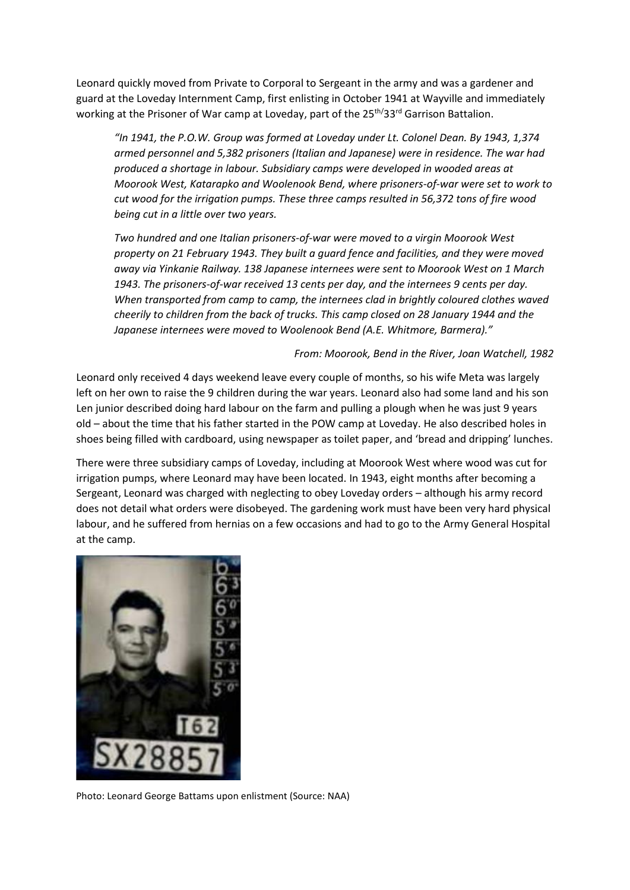Leonard quickly moved from Private to Corporal to Sergeant in the army and was a gardener and guard at the Loveday Internment Camp, first enlisting in October 1941 at Wayville and immediately working at the Prisoner of War camp at Loveday, part of the 25th/33rd Garrison Battalion.

> *"In 1941, the P.O.W. Group was formed at Loveday under Lt. Colonel Dean. By 1943, 1,374 armed personnel and 5,382 prisoners (Italian and Japanese) were in residence. The war had produced a shortage in labour. Subsidiary camps were developed in wooded areas at Moorook West, Katarapko and Woolenook Bend, where prisoners-of-war were set to work to cut wood for the irrigation pumps. These three camps resulted in 56,372 tons of fire wood being cut in a little over two years.*
>
> *Two hundred and one Italian prisoners-of-war were moved to a virgin Moorook West property on 21 February 1943. They built a guard fence and facilities, and they were moved away via Yinkanie Railway. 138 Japanese internees were sent to Moorook West on 1 March 1943. The prisoners-of-war received 13 cents per day, and the internees 9 cents per day. When transported from camp to camp, the internees clad in brightly coloured clothes waved cheerily to children from the back of trucks. This camp closed on 28 January 1944 and the Japanese internees were moved to Woolenook Bend (A.E. Whitmore, Barmera)."*
>
> *From: Moorook, Bend in the River, Joan Watchell, 1982*

Leonard only received 4 days weekend leave every couple of months, so his wife Meta was largely left on her own to raise the 9 children during the war years. Leonard also had some land and his son Len junior described doing hard labour on the farm and pulling a plough when he was just 9 years old – about the time that his father started in the POW camp at Loveday. He also described holes in shoes being filled with cardboard, using newspaper as toilet paper, and 'bread and dripping' lunches.

There were three subsidiary camps of Loveday, including at Moorook West where wood was cut for irrigation pumps, where Leonard may have been located. In 1943, eight months after becoming a Sergeant, Leonard was charged with neglecting to obey Loveday orders – although his army record does not detail what orders were disobeyed. The gardening work must have been very hard physical labour, and he suffered from hernias on a few occasions and had to go to the Army General Hospital at the camp.

Photo: Leonard George Battams upon enlistment (Source: NAA)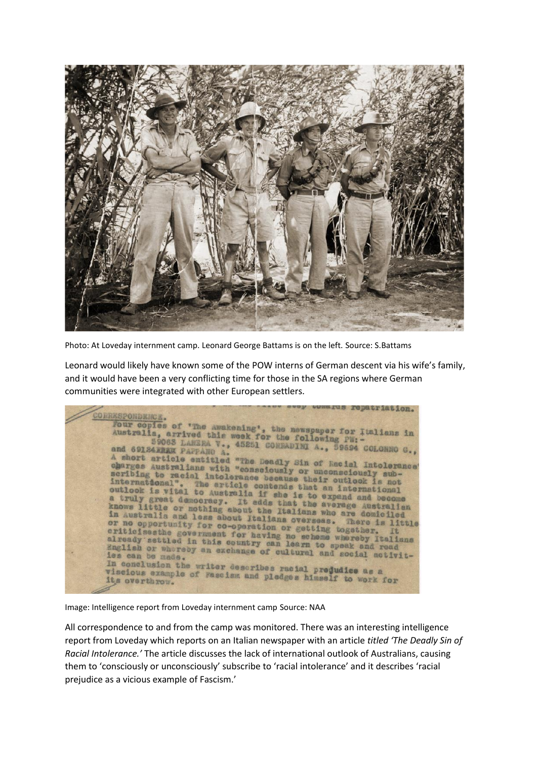Photo: At Loveday internment camp. Leonard George Battams is on the left. Source: S.Battams

Leonard would likely have known some of the POW interns of German descent via his wife's family, and it would have been a very conflicting time for those in the SA regions where German communities were integrated with other European settlers.

> ... towards repatriation.
>
> CORRESPONDENCE.
>
> Four copies of 'The Awakening', the newspaper for Italians in Australia, arrived this week for the following PW:-
> 59063 LANZRA V., 45251 CORRADINI A., 59594 COLONNO G., and 69124XXXX PAPPANO A.
>
> A short article entitled "The Deadly Sin of Racial Intolerance" charges Australians with "consciously or unconsciously subscribing to racial intolerance because their outlook is not international". The article contends that an international outlook is vital to Australia if she is to expand and become a truly great democracy. It adds that the average Australian knows little or nothing about the Italians who are domiciled in Australia and less about Italians overseas. There is little or no opportunity for co-operation or getting together. It criticisesthe government for having no scheme whereby Italians already settled in this country can learn to speak and read English or whereby an exchange of cultural and social activities can be made.
>
> In conclusion the writer describes racial prejudice as a viscious example of Fascism and pledges himself to work for its overthrow.

Image: Intelligence report from Loveday internment camp Source: NAA

All correspondence to and from the camp was monitored. There was an interesting intelligence report from Loveday which reports on an Italian newspaper with an article *titled 'The Deadly Sin of Racial Intolerance.'* The article discusses the lack of international outlook of Australians, causing them to 'consciously or unconsciously' subscribe to 'racial intolerance' and it describes 'racial prejudice as a vicious example of Fascism.'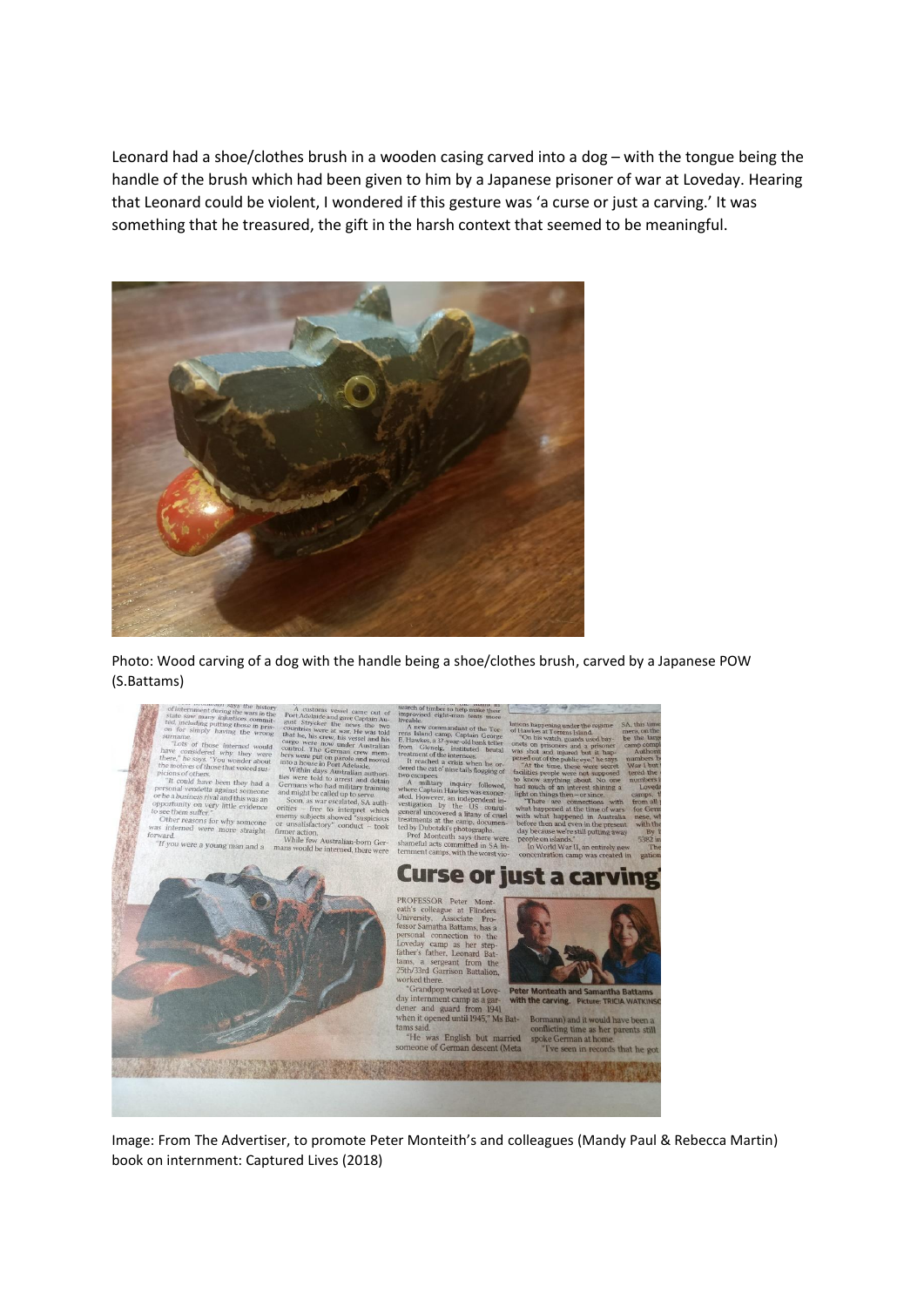Leonard had a shoe/clothes brush in a wooden casing carved into a dog – with the tongue being the handle of the brush which had been given to him by a Japanese prisoner of war at Loveday. Hearing that Leonard could be violent, I wondered if this gesture was 'a curse or just a carving.' It was something that he treasured, the gift in the harsh context that seemed to be meaningful.

Photo: Wood carving of a dog with the handle being a shoe/clothes brush, carved by a Japanese POW (S.Battams)

Image: From The Advertiser, to promote Peter Monteith's and colleagues (Mandy Paul & Rebecca Martin) book on internment: Captured Lives (2018)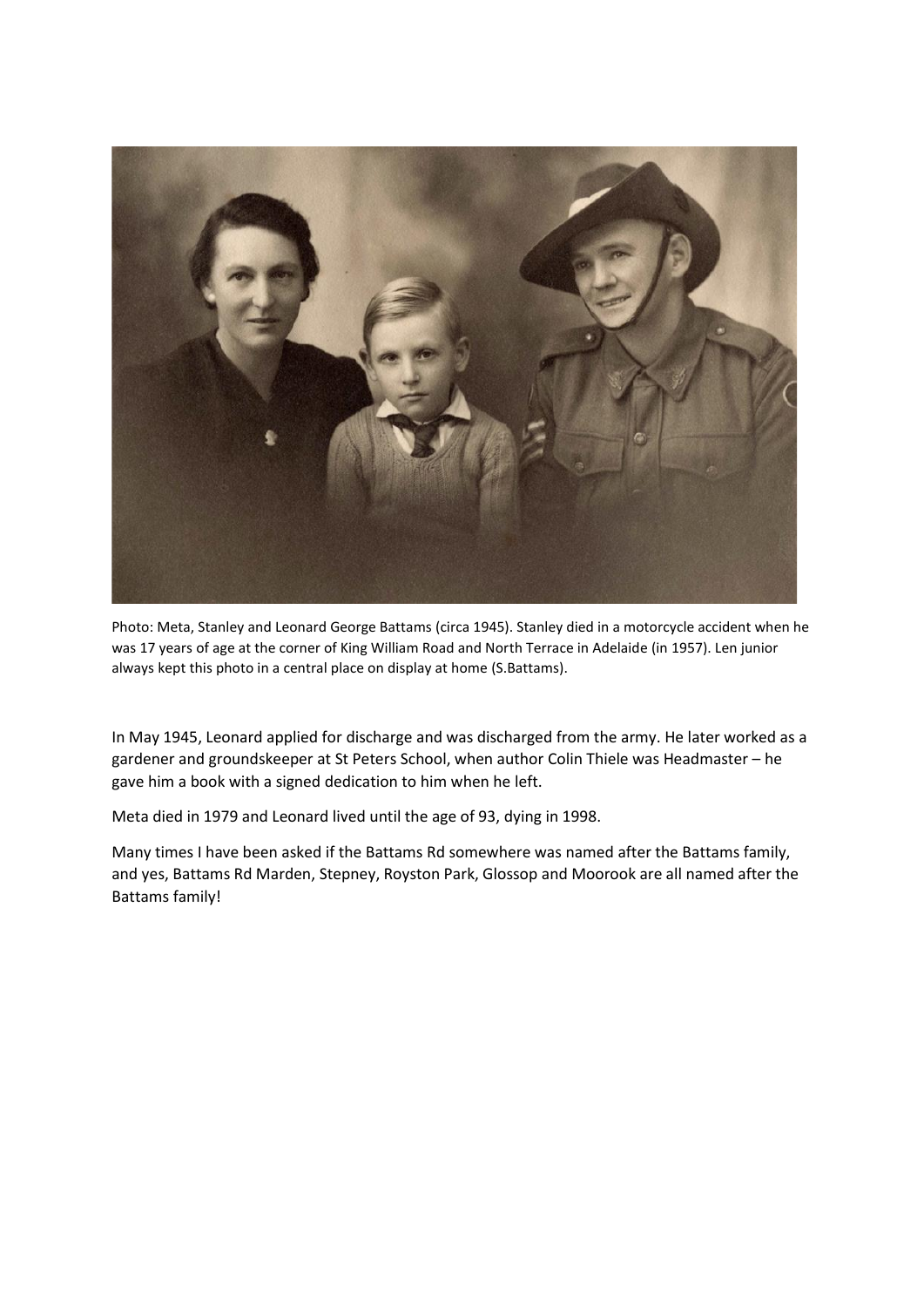Photo: Meta, Stanley and Leonard George Battams (circa 1945). Stanley died in a motorcycle accident when he was 17 years of age at the corner of King William Road and North Terrace in Adelaide (in 1957). Len junior always kept this photo in a central place on display at home (S.Battams).

In May 1945, Leonard applied for discharge and was discharged from the army. He later worked as a gardener and groundskeeper at St Peters School, when author Colin Thiele was Headmaster – he gave him a book with a signed dedication to him when he left.

Meta died in 1979 and Leonard lived until the age of 93, dying in 1998.

Many times I have been asked if the Battams Rd somewhere was named after the Battams family, and yes, Battams Rd Marden, Stepney, Royston Park, Glossop and Moorook are all named after the Battams family!